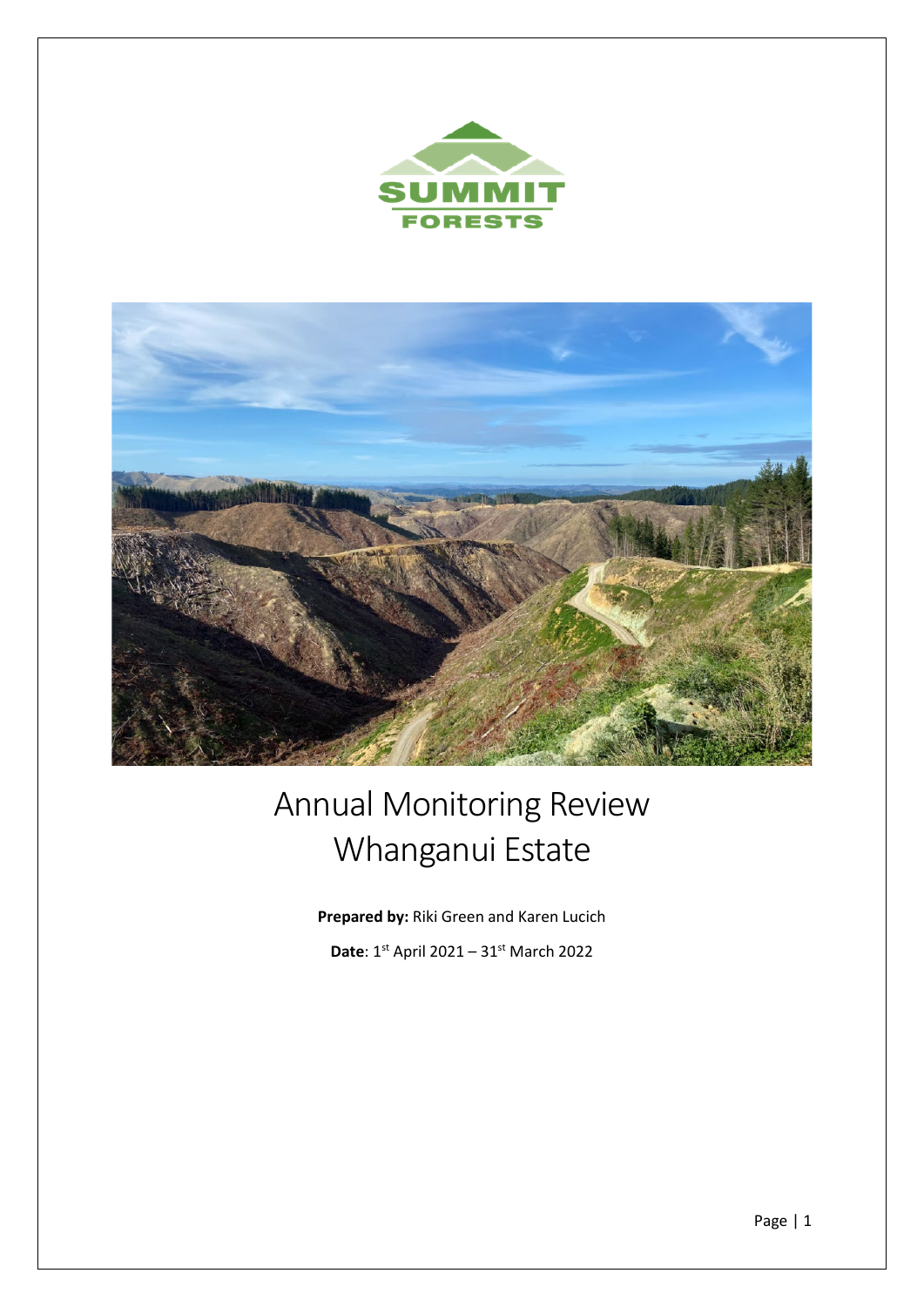SUMMIT FORESTS

# Annual Monitoring Review
# Whanganui Estate

**Prepared by:** Riki Green and Karen Lucich

**Date**: 1st April 2021 – 31st March 2022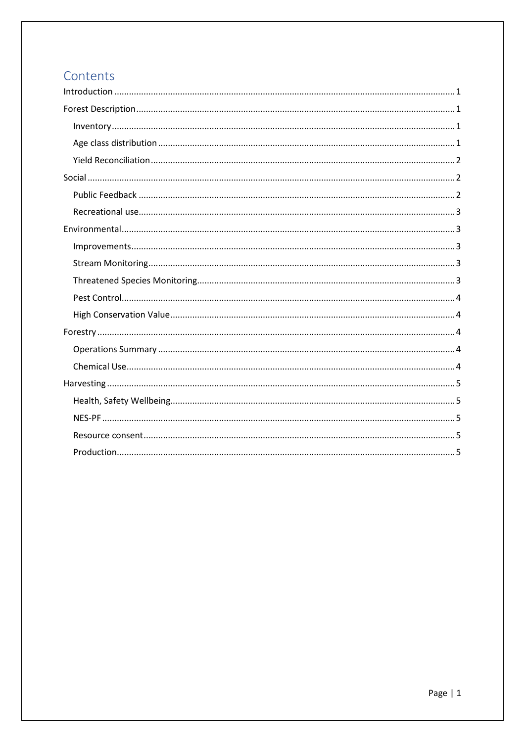# Contents

- Introduction ... 1
- Forest Description ... 1
  - Inventory ... 1
  - Age class distribution ... 1
  - Yield Reconciliation ... 2
- Social ... 2
  - Public Feedback ... 2
  - Recreational use ... 3
- Environmental ... 3
  - Improvements ... 3
  - Stream Monitoring ... 3
  - Threatened Species Monitoring ... 3
  - Pest Control ... 4
  - High Conservation Value ... 4
- Forestry ... 4
  - Operations Summary ... 4
  - Chemical Use ... 4
- Harvesting ... 5
  - Health, Safety Wellbeing ... 5
  - NES-PF ... 5
  - Resource consent ... 5
  - Production ... 5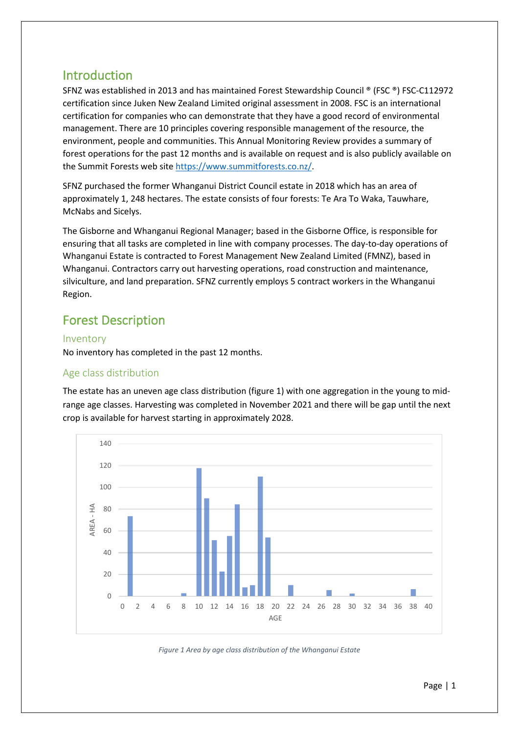## Introduction

SFNZ was established in 2013 and has maintained Forest Stewardship Council ® (FSC ®) FSC-C112972 certification since Juken New Zealand Limited original assessment in 2008. FSC is an international certification for companies who can demonstrate that they have a good record of environmental management. There are 10 principles covering responsible management of the resource, the environment, people and communities. This Annual Monitoring Review provides a summary of forest operations for the past 12 months and is available on request and is also publicly available on the Summit Forests web site https://www.summitforests.co.nz/.

SFNZ purchased the former Whanganui District Council estate in 2018 which has an area of approximately 1, 248 hectares. The estate consists of four forests: Te Ara To Waka, Tauwhare, McNabs and Sicelys.

The Gisborne and Whanganui Regional Manager; based in the Gisborne Office, is responsible for ensuring that all tasks are completed in line with company processes. The day-to-day operations of Whanganui Estate is contracted to Forest Management New Zealand Limited (FMNZ), based in Whanganui. Contractors carry out harvesting operations, road construction and maintenance, silviculture, and land preparation. SFNZ currently employs 5 contract workers in the Whanganui Region.

## Forest Description

### Inventory

No inventory has completed in the past 12 months.

### Age class distribution

The estate has an uneven age class distribution (figure 1) with one aggregation in the young to mid-range age classes. Harvesting was completed in November 2021 and there will be gap until the next crop is available for harvest starting in approximately 2028.

*Figure 1 Area by age class distribution of the Whanganui Estate*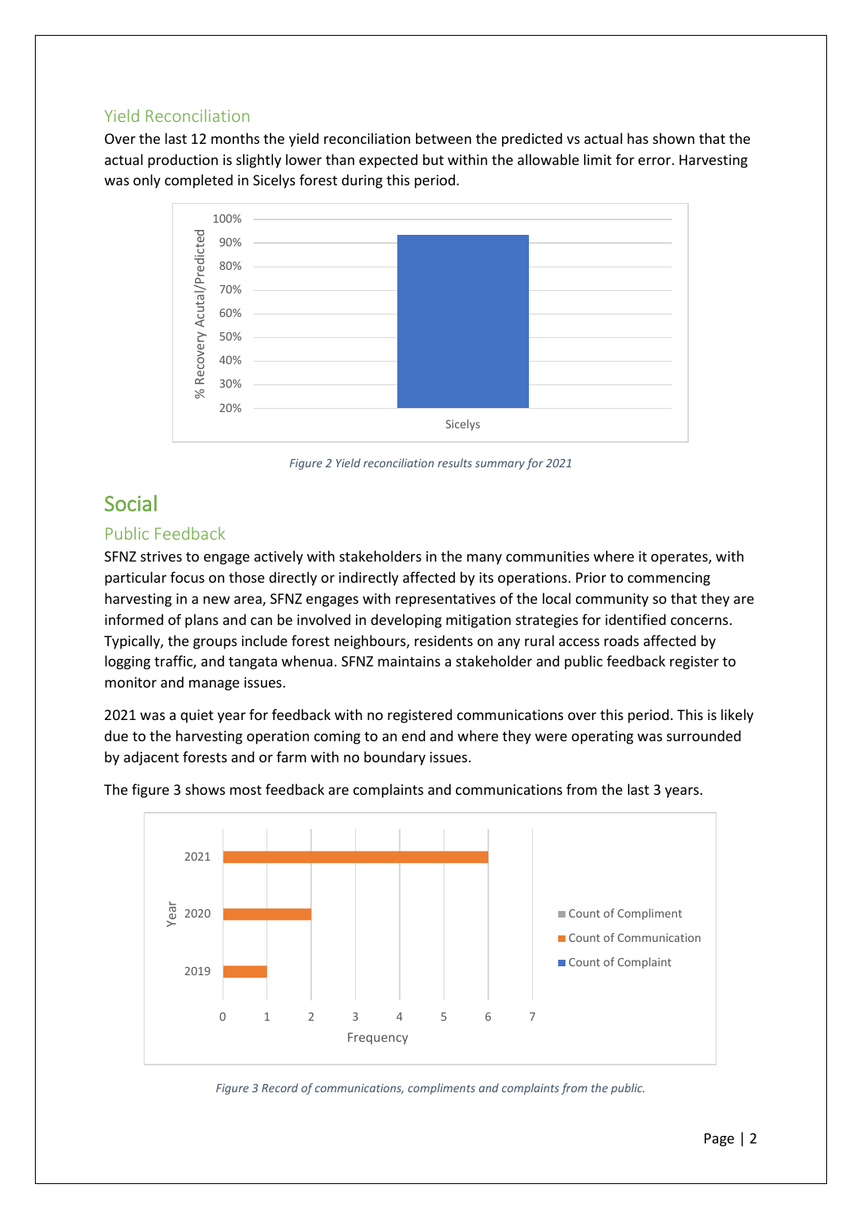### Yield Reconciliation

Over the last 12 months the yield reconciliation between the predicted vs actual has shown that the actual production is slightly lower than expected but within the allowable limit for error. Harvesting was only completed in Sicelys forest during this period.

*Figure 2 Yield reconciliation results summary for 2021*

## Social

### Public Feedback

SFNZ strives to engage actively with stakeholders in the many communities where it operates, with particular focus on those directly or indirectly affected by its operations. Prior to commencing harvesting in a new area, SFNZ engages with representatives of the local community so that they are informed of plans and can be involved in developing mitigation strategies for identified concerns. Typically, the groups include forest neighbours, residents on any rural access roads affected by logging traffic, and tangata whenua. SFNZ maintains a stakeholder and public feedback register to monitor and manage issues.

2021 was a quiet year for feedback with no registered communications over this period. This is likely due to the harvesting operation coming to an end and where they were operating was surrounded by adjacent forests and or farm with no boundary issues.

The figure 3 shows most feedback are complaints and communications from the last 3 years.

*Figure 3 Record of communications, compliments and complaints from the public.*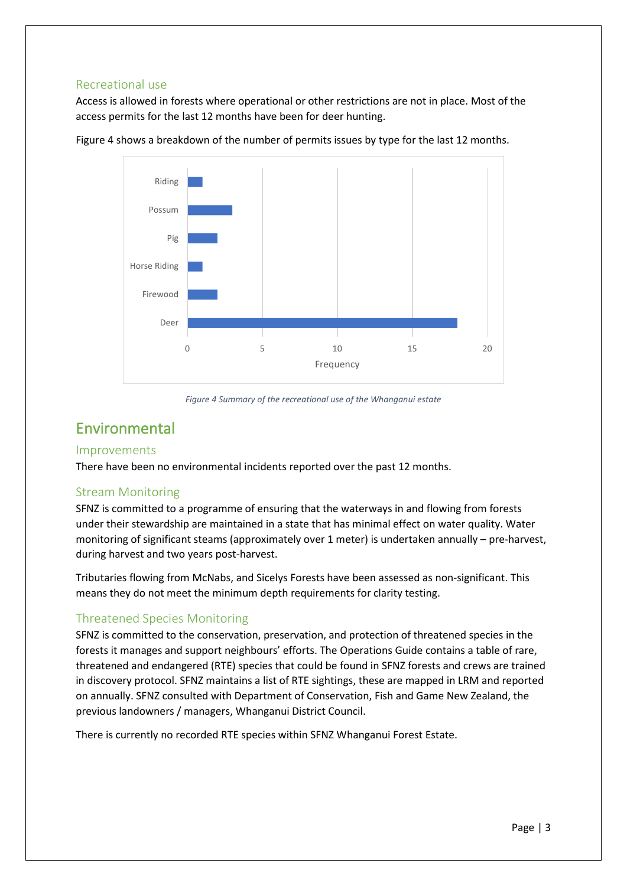### Recreational use

Access is allowed in forests where operational or other restrictions are not in place. Most of the access permits for the last 12 months have been for deer hunting.

Figure 4 shows a breakdown of the number of permits issues by type for the last 12 months.

*Figure 4 Summary of the recreational use of the Whanganui estate*

## Environmental

### Improvements

There have been no environmental incidents reported over the past 12 months.

### Stream Monitoring

SFNZ is committed to a programme of ensuring that the waterways in and flowing from forests under their stewardship are maintained in a state that has minimal effect on water quality. Water monitoring of significant steams (approximately over 1 meter) is undertaken annually – pre-harvest, during harvest and two years post-harvest.

Tributaries flowing from McNabs, and Sicelys Forests have been assessed as non-significant. This means they do not meet the minimum depth requirements for clarity testing.

### Threatened Species Monitoring

SFNZ is committed to the conservation, preservation, and protection of threatened species in the forests it manages and support neighbours' efforts. The Operations Guide contains a table of rare, threatened and endangered (RTE) species that could be found in SFNZ forests and crews are trained in discovery protocol. SFNZ maintains a list of RTE sightings, these are mapped in LRM and reported on annually. SFNZ consulted with Department of Conservation, Fish and Game New Zealand, the previous landowners / managers, Whanganui District Council.

There is currently no recorded RTE species within SFNZ Whanganui Forest Estate.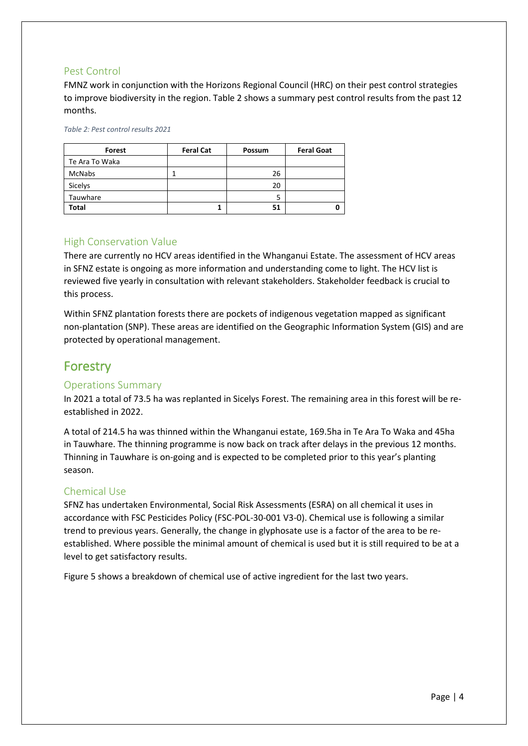### Pest Control

FMNZ work in conjunction with the Horizons Regional Council (HRC) on their pest control strategies to improve biodiversity in the region. Table 2 shows a summary pest control results from the past 12 months.

*Table 2: Pest control results 2021*

| Forest | Feral Cat | Possum | Feral Goat |
|---|---|---|---|
| Te Ara To Waka | | | |
| McNabs | 1 | 26 | |
| Sicelys | | 20 | |
| Tauwhare | | 5 | |
| **Total** | **1** | **51** | **0** |

### High Conservation Value

There are currently no HCV areas identified in the Whanganui Estate. The assessment of HCV areas in SFNZ estate is ongoing as more information and understanding come to light. The HCV list is reviewed five yearly in consultation with relevant stakeholders. Stakeholder feedback is crucial to this process.

Within SFNZ plantation forests there are pockets of indigenous vegetation mapped as significant non-plantation (SNP). These areas are identified on the Geographic Information System (GIS) and are protected by operational management.

## Forestry

### Operations Summary

In 2021 a total of 73.5 ha was replanted in Sicelys Forest. The remaining area in this forest will be re-established in 2022.

A total of 214.5 ha was thinned within the Whanganui estate, 169.5ha in Te Ara To Waka and 45ha in Tauwhare. The thinning programme is now back on track after delays in the previous 12 months. Thinning in Tauwhare is on-going and is expected to be completed prior to this year's planting season.

### Chemical Use

SFNZ has undertaken Environmental, Social Risk Assessments (ESRA) on all chemical it uses in accordance with FSC Pesticides Policy (FSC-POL-30-001 V3-0). Chemical use is following a similar trend to previous years. Generally, the change in glyphosate use is a factor of the area to be re-established. Where possible the minimal amount of chemical is used but it is still required to be at a level to get satisfactory results.

Figure 5 shows a breakdown of chemical use of active ingredient for the last two years.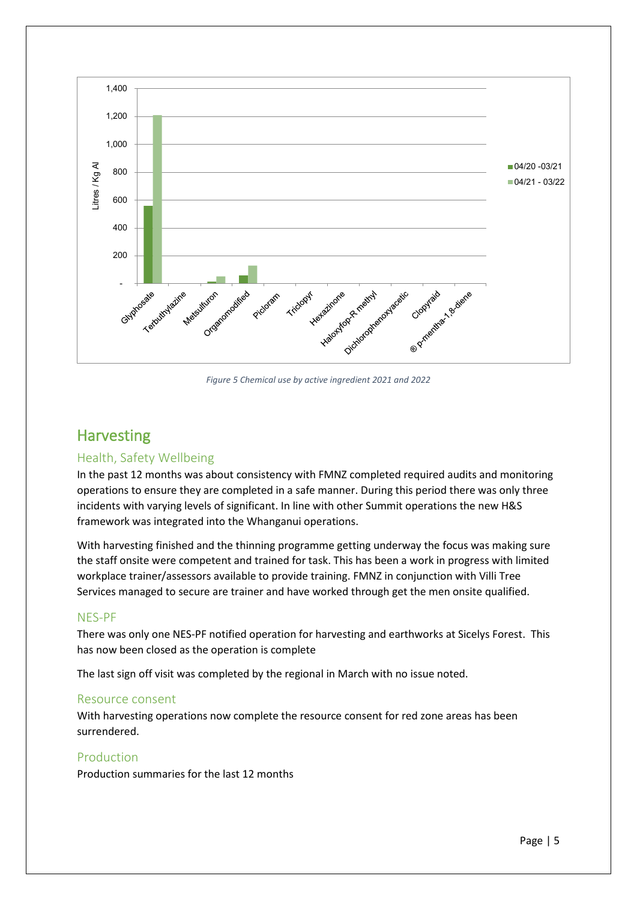*Figure 5 Chemical use by active ingredient 2021 and 2022*

# Harvesting

## Health, Safety Wellbeing

In the past 12 months was about consistency with FMNZ completed required audits and monitoring operations to ensure they are completed in a safe manner. During this period there was only three incidents with varying levels of significant. In line with other Summit operations the new H&S framework was integrated into the Whanganui operations.

With harvesting finished and the thinning programme getting underway the focus was making sure the staff onsite were competent and trained for task. This has been a work in progress with limited workplace trainer/assessors available to provide training. FMNZ in conjunction with Villi Tree Services managed to secure are trainer and have worked through get the men onsite qualified.

## NES-PF

There was only one NES-PF notified operation for harvesting and earthworks at Sicelys Forest. This has now been closed as the operation is complete

The last sign off visit was completed by the regional in March with no issue noted.

## Resource consent

With harvesting operations now complete the resource consent for red zone areas has been surrendered.

## Production

Production summaries for the last 12 months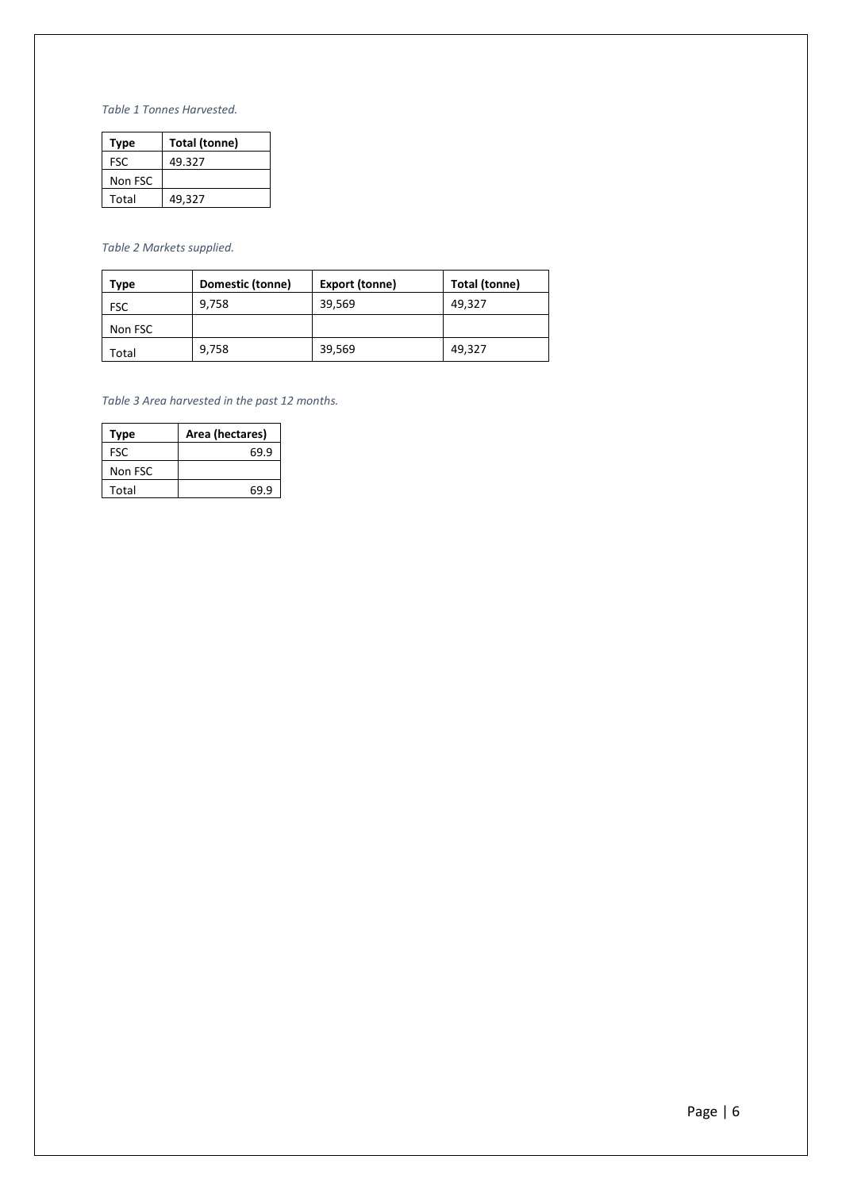*Table 1 Tonnes Harvested.*

| Type | Total (tonne) |
|---|---|
| FSC | 49.327 |
| Non FSC | |
| Total | 49,327 |

*Table 2 Markets supplied.*

| Type | Domestic (tonne) | Export (tonne) | Total (tonne) |
|---|---|---|---|
| FSC | 9,758 | 39,569 | 49,327 |
| Non FSC | | | |
| Total | 9,758 | 39,569 | 49,327 |

*Table 3 Area harvested in the past 12 months.*

| Type | Area (hectares) |
|---|---|
| FSC | 69.9 |
| Non FSC | |
| Total | 69.9 |